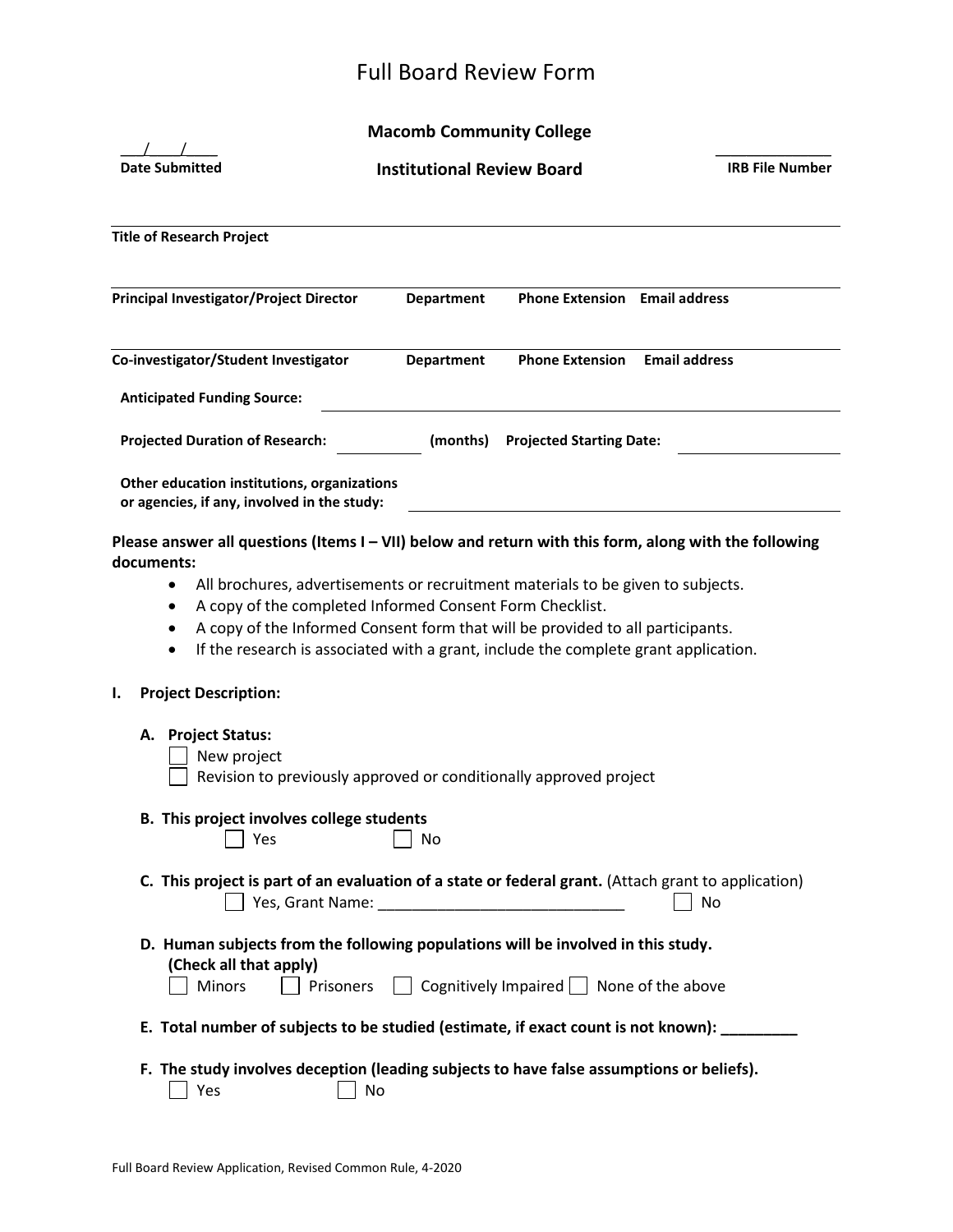# Full Board Review Form

**Macomb Community College**

**Institutional Review Board**

___/___/____
**Date Submitted**

______________
**IRB File Number**

---

**Title of Research Project**

---

**Principal Investigator/Project Director** | **Department** | **Phone Extension** | **Email address**

---

**Co-investigator/Student Investigator** | **Department** | **Phone Extension** | **Email address**

**Anticipated Funding Source:** ______________________________

**Projected Duration of Research:** __________ **(months)** **Projected Starting Date:** __________

**Other education institutions, organizations or agencies, if any, involved in the study:** ______________________________

**Please answer all questions (Items I – VII) below and return with this form, along with the following documents:**

- All brochures, advertisements or recruitment materials to be given to subjects.
- A copy of the completed Informed Consent Form Checklist.
- A copy of the Informed Consent form that will be provided to all participants.
- If the research is associated with a grant, include the complete grant application.

## I. Project Description:

**A. Project Status:**

☐ New project

☐ Revision to previously approved or conditionally approved project

**B. This project involves college students**

☐ Yes ☐ No

**C. This project is part of an evaluation of a state or federal grant.** (Attach grant to application)

☐ Yes, Grant Name: ____________________________ ☐ No

**D. Human subjects from the following populations will be involved in this study. (Check all that apply)**

☐ Minors ☐ Prisoners ☐ Cognitively Impaired ☐ None of the above

**E. Total number of subjects to be studied (estimate, if exact count is not known): _________**

**F. The study involves deception (leading subjects to have false assumptions or beliefs).**

☐ Yes ☐ No

Full Board Review Application, Revised Common Rule, 4-2020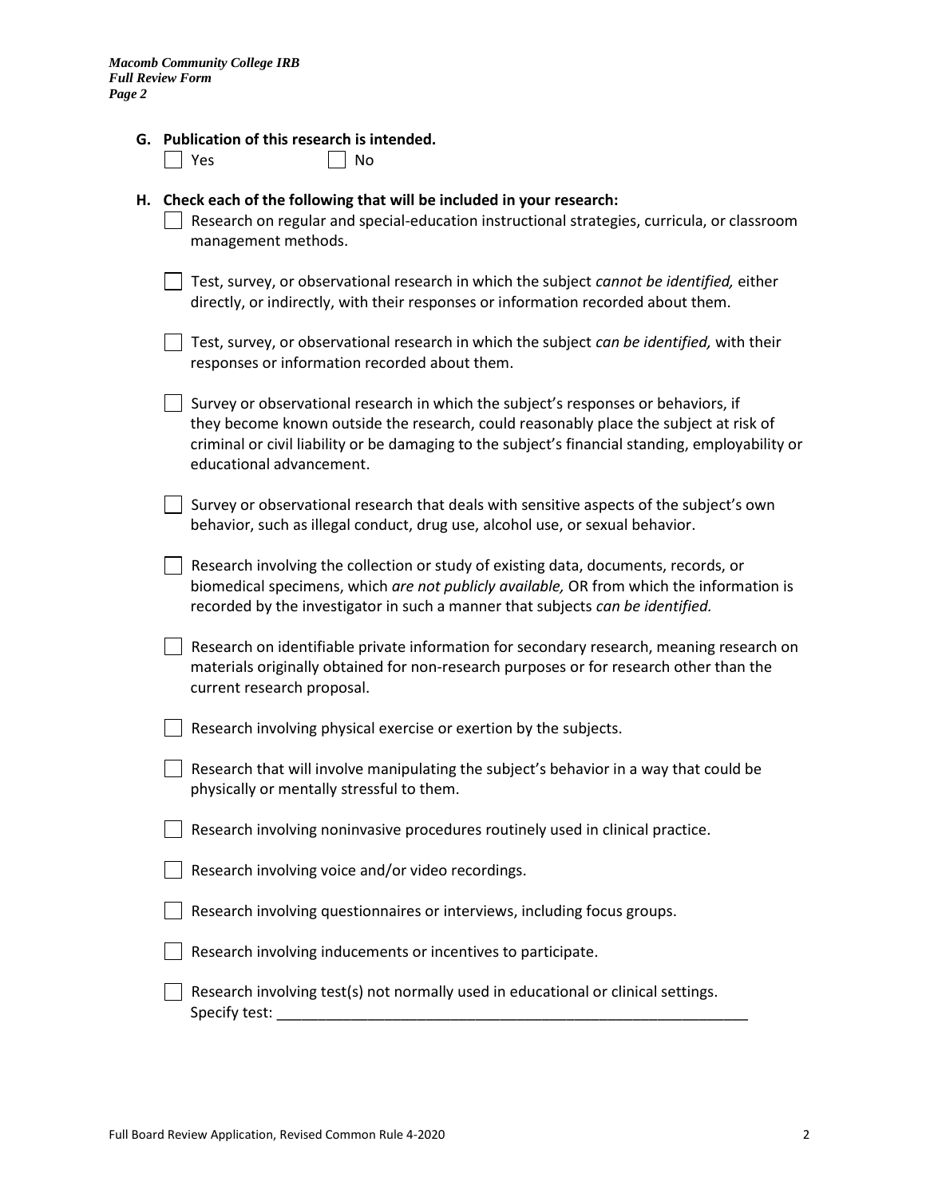**G. Publication of this research is intended.**

☐ Yes ☐ No

**H. Check each of the following that will be included in your research:**

☐ Research on regular and special-education instructional strategies, curricula, or classroom management methods.

☐ Test, survey, or observational research in which the subject *cannot be identified,* either directly, or indirectly, with their responses or information recorded about them.

☐ Test, survey, or observational research in which the subject *can be identified,* with their responses or information recorded about them.

☐ Survey or observational research in which the subject's responses or behaviors, if they become known outside the research, could reasonably place the subject at risk of criminal or civil liability or be damaging to the subject's financial standing, employability or educational advancement.

☐ Survey or observational research that deals with sensitive aspects of the subject's own behavior, such as illegal conduct, drug use, alcohol use, or sexual behavior.

☐ Research involving the collection or study of existing data, documents, records, or biomedical specimens, which *are not publicly available,* OR from which the information is recorded by the investigator in such a manner that subjects *can be identified.*

☐ Research on identifiable private information for secondary research, meaning research on materials originally obtained for non-research purposes or for research other than the current research proposal.

☐ Research involving physical exercise or exertion by the subjects.

☐ Research that will involve manipulating the subject's behavior in a way that could be physically or mentally stressful to them.

☐ Research involving noninvasive procedures routinely used in clinical practice.

☐ Research involving voice and/or video recordings.

☐ Research involving questionnaires or interviews, including focus groups.

☐ Research involving inducements or incentives to participate.

☐ Research involving test(s) not normally used in educational or clinical settings.
Specify test: ___________________________________________________________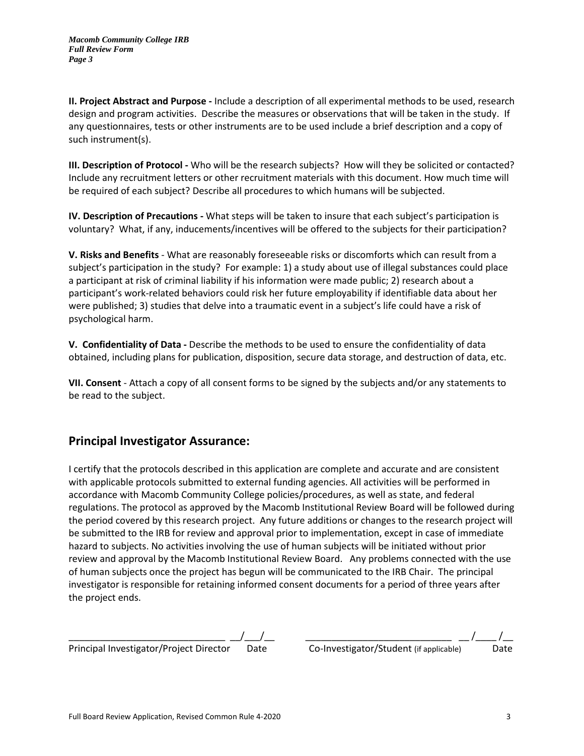**II. Project Abstract and Purpose -** Include a description of all experimental methods to be used, research design and program activities. Describe the measures or observations that will be taken in the study. If any questionnaires, tests or other instruments are to be used include a brief description and a copy of such instrument(s).

**III. Description of Protocol -** Who will be the research subjects? How will they be solicited or contacted? Include any recruitment letters or other recruitment materials with this document. How much time will be required of each subject? Describe all procedures to which humans will be subjected.

**IV. Description of Precautions -** What steps will be taken to insure that each subject's participation is voluntary? What, if any, inducements/incentives will be offered to the subjects for their participation?

**V. Risks and Benefits** - What are reasonably foreseeable risks or discomforts which can result from a subject's participation in the study? For example: 1) a study about use of illegal substances could place a participant at risk of criminal liability if his information were made public; 2) research about a participant's work-related behaviors could risk her future employability if identifiable data about her were published; 3) studies that delve into a traumatic event in a subject's life could have a risk of psychological harm.

**V. Confidentiality of Data -** Describe the methods to be used to ensure the confidentiality of data obtained, including plans for publication, disposition, secure data storage, and destruction of data, etc.

**VII. Consent** - Attach a copy of all consent forms to be signed by the subjects and/or any statements to be read to the subject.

## Principal Investigator Assurance:

I certify that the protocols described in this application are complete and accurate and are consistent with applicable protocols submitted to external funding agencies. All activities will be performed in accordance with Macomb Community College policies/procedures, as well as state, and federal regulations. The protocol as approved by the Macomb Institutional Review Board will be followed during the period covered by this research project. Any future additions or changes to the research project will be submitted to the IRB for review and approval prior to implementation, except in case of immediate hazard to subjects. No activities involving the use of human subjects will be initiated without prior review and approval by the Macomb Institutional Review Board. Any problems connected with the use of human subjects once the project has begun will be communicated to the IRB Chair. The principal investigator is responsible for retaining informed consent documents for a period of three years after the project ends.

_____________________________ __/___/__
Principal Investigator/Project Director Date

___________________________ __ /____ /__
Co-Investigator/Student (if applicable) Date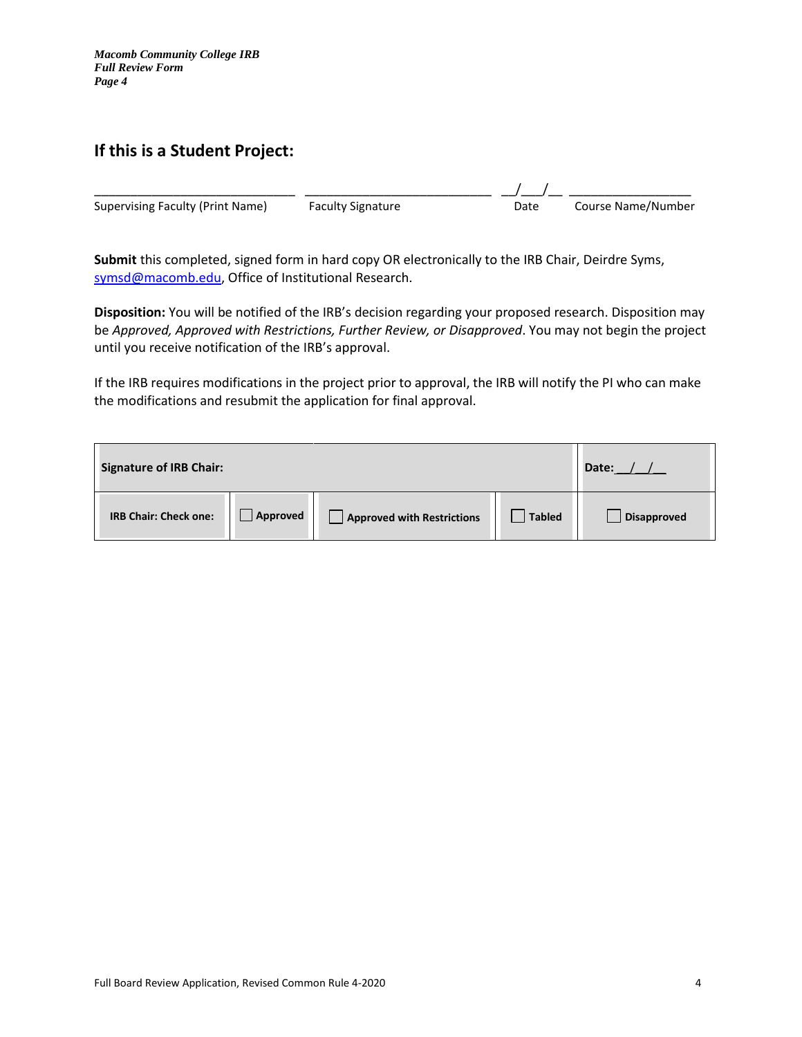## If this is a Student Project:

_____________________________ _____________________________ __/__/__ _________________

Supervising Faculty (Print Name) Faculty Signature Date Course Name/Number

**Submit** this completed, signed form in hard copy OR electronically to the IRB Chair, Deirdre Syms, symsd@macomb.edu, Office of Institutional Research.

**Disposition:** You will be notified of the IRB's decision regarding your proposed research. Disposition may be *Approved, Approved with Restrictions, Further Review, or Disapproved*. You may not begin the project until you receive notification of the IRB's approval.

If the IRB requires modifications in the project prior to approval, the IRB will notify the PI who can make the modifications and resubmit the application for final approval.

| | | | | |
|---|---|---|---|---|
| **Signature of IRB Chair:** | | | | **Date: __/__/__** |
| **IRB Chair: Check one:** | ☐ **Approved** | ☐ **Approved with Restrictions** | ☐ **Tabled** | ☐ **Disapproved** |